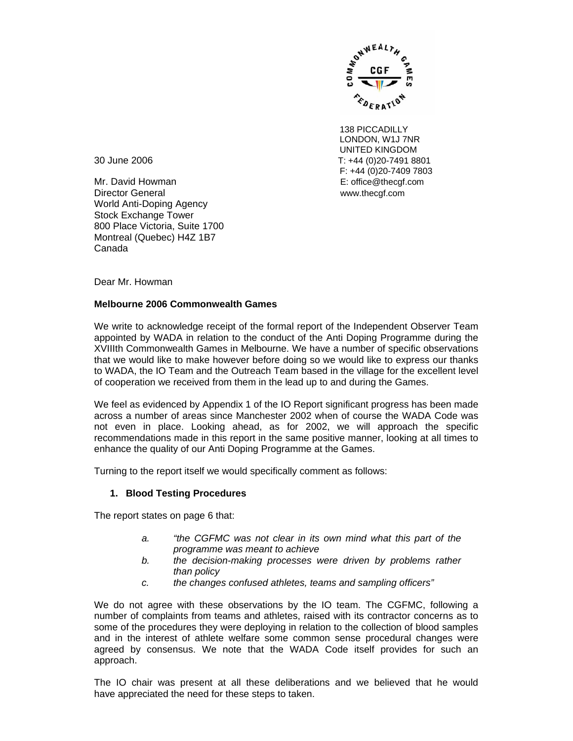138 PICCADILLY
LONDON, W1J 7NR
UNITED KINGDOM
T: +44 (0)20-7491 8801
F: +44 (0)20-7409 7803
E: office@thecgf.com
www.thecgf.com

30 June 2006

Mr. David Howman
Director General
World Anti-Doping Agency
Stock Exchange Tower
800 Place Victoria, Suite 1700
Montreal (Quebec) H4Z 1B7
Canada

Dear Mr. Howman

**Melbourne 2006 Commonwealth Games**

We write to acknowledge receipt of the formal report of the Independent Observer Team appointed by WADA in relation to the conduct of the Anti Doping Programme during the XVIIIth Commonwealth Games in Melbourne. We have a number of specific observations that we would like to make however before doing so we would like to express our thanks to WADA, the IO Team and the Outreach Team based in the village for the excellent level of cooperation we received from them in the lead up to and during the Games.

We feel as evidenced by Appendix 1 of the IO Report significant progress has been made across a number of areas since Manchester 2002 when of course the WADA Code was not even in place. Looking ahead, as for 2002, we will approach the specific recommendations made in this report in the same positive manner, looking at all times to enhance the quality of our Anti Doping Programme at the Games.

Turning to the report itself we would specifically comment as follows:

1. **Blood Testing Procedures**

The report states on page 6 that:

a. *"the CGFMC was not clear in its own mind what this part of the programme was meant to achieve*
b. *the decision-making processes were driven by problems rather than policy*
c. *the changes confused athletes, teams and sampling officers"*

We do not agree with these observations by the IO team. The CGFMC, following a number of complaints from teams and athletes, raised with its contractor concerns as to some of the procedures they were deploying in relation to the collection of blood samples and in the interest of athlete welfare some common sense procedural changes were agreed by consensus. We note that the WADA Code itself provides for such an approach.

The IO chair was present at all these deliberations and we believed that he would have appreciated the need for these steps to taken.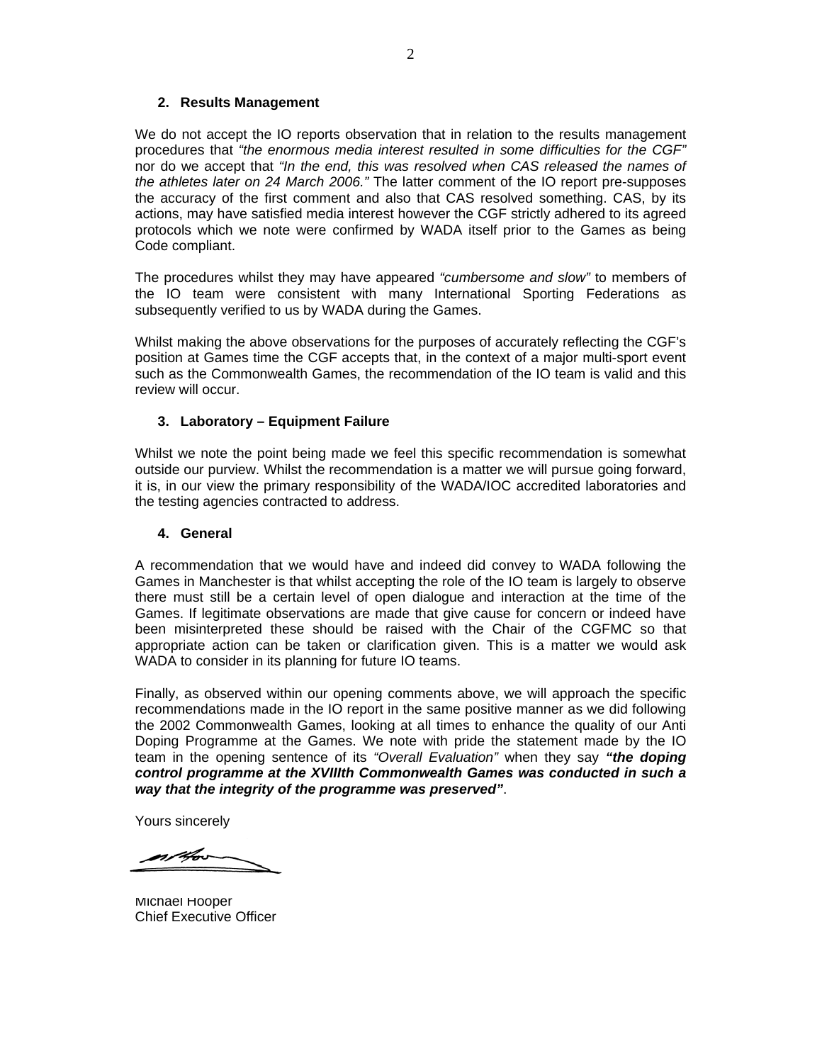### 2. Results Management

We do not accept the IO reports observation that in relation to the results management procedures that *"the enormous media interest resulted in some difficulties for the CGF"* nor do we accept that *"In the end, this was resolved when CAS released the names of the athletes later on 24 March 2006."* The latter comment of the IO report pre-supposes the accuracy of the first comment and also that CAS resolved something. CAS, by its actions, may have satisfied media interest however the CGF strictly adhered to its agreed protocols which we note were confirmed by WADA itself prior to the Games as being Code compliant.

The procedures whilst they may have appeared *"cumbersome and slow"* to members of the IO team were consistent with many International Sporting Federations as subsequently verified to us by WADA during the Games.

Whilst making the above observations for the purposes of accurately reflecting the CGF's position at Games time the CGF accepts that, in the context of a major multi-sport event such as the Commonwealth Games, the recommendation of the IO team is valid and this review will occur.

### 3. Laboratory – Equipment Failure

Whilst we note the point being made we feel this specific recommendation is somewhat outside our purview. Whilst the recommendation is a matter we will pursue going forward, it is, in our view the primary responsibility of the WADA/IOC accredited laboratories and the testing agencies contracted to address.

### 4. General

A recommendation that we would have and indeed did convey to WADA following the Games in Manchester is that whilst accepting the role of the IO team is largely to observe there must still be a certain level of open dialogue and interaction at the time of the Games. If legitimate observations are made that give cause for concern or indeed have been misinterpreted these should be raised with the Chair of the CGFMC so that appropriate action can be taken or clarification given. This is a matter we would ask WADA to consider in its planning for future IO teams.

Finally, as observed within our opening comments above, we will approach the specific recommendations made in the IO report in the same positive manner as we did following the 2002 Commonwealth Games, looking at all times to enhance the quality of our Anti Doping Programme at the Games. We note with pride the statement made by the IO team in the opening sentence of its *"Overall Evaluation"* when they say ***"the doping control programme at the XVIIIth Commonwealth Games was conducted in such a way that the integrity of the programme was preserved"***.

Yours sincerely

Michael Hooper
Chief Executive Officer